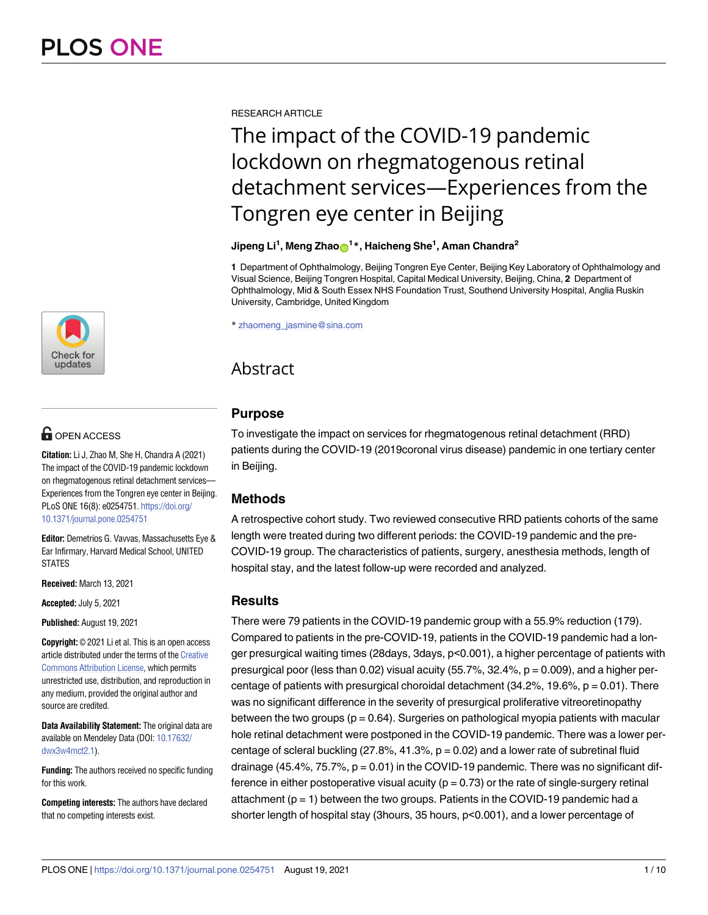RESEARCH ARTICLE

# The impact of the COVID-19 pandemic lockdown on rhegmatogenous retinal detachment services—Experiences from the Tongren eye center in Beijing

**Jipeng Li[1], Meng Zhao[1]*, Haicheng She[1], Aman Chandra[2]**

**1** Department of Ophthalmology, Beijing Tongren Eye Center, Beijing Key Laboratory of Ophthalmology and Visual Science, Beijing Tongren Hospital, Capital Medical University, Beijing, China, **2** Department of Ophthalmology, Mid & South Essex NHS Foundation Trust, Southend University Hospital, Anglia Ruskin University, Cambridge, United Kingdom

* zhaomeng_jasmine@sina.com

OPEN ACCESS

**Citation:** Li J, Zhao M, She H, Chandra A (2021) The impact of the COVID-19 pandemic lockdown on rhegmatogenous retinal detachment services—Experiences from the Tongren eye center in Beijing. PLoS ONE 16(8): e0254751. https://doi.org/10.1371/journal.pone.0254751

**Editor:** Demetrios G. Vavvas, Massachusetts Eye & Ear Infirmary, Harvard Medical School, UNITED STATES

**Received:** March 13, 2021

**Accepted:** July 5, 2021

**Published:** August 19, 2021

**Copyright:** © 2021 Li et al. This is an open access article distributed under the terms of the Creative Commons Attribution License, which permits unrestricted use, distribution, and reproduction in any medium, provided the original author and source are credited.

**Data Availability Statement:** The original data are available on Mendeley Data (DOI: 10.17632/dwx3w4mct2.1).

**Funding:** The authors received no specific funding for this work.

**Competing interests:** The authors have declared that no competing interests exist.

## Abstract

### Purpose

To investigate the impact on services for rhegmatogenous retinal detachment (RRD) patients during the COVID-19 (2019coronal virus disease) pandemic in one tertiary center in Beijing.

### Methods

A retrospective cohort study. Two reviewed consecutive RRD patients cohorts of the same length were treated during two different periods: the COVID-19 pandemic and the pre-COVID-19 group. The characteristics of patients, surgery, anesthesia methods, length of hospital stay, and the latest follow-up were recorded and analyzed.

### Results

There were 79 patients in the COVID-19 pandemic group with a 55.9% reduction (179). Compared to patients in the pre-COVID-19, patients in the COVID-19 pandemic had a longer presurgical waiting times (28days, 3days, $p<0.001$), a higher percentage of patients with presurgical poor (less than 0.02) visual acuity (55.7%, 32.4%, $p = 0.009$), and a higher percentage of patients with presurgical choroidal detachment (34.2%, 19.6%, $p = 0.01$). There was no significant difference in the severity of presurgical proliferative vitreoretinopathy between the two groups ($p = 0.64$). Surgeries on pathological myopia patients with macular hole retinal detachment were postponed in the COVID-19 pandemic. There was a lower percentage of scleral buckling (27.8%, 41.3%, $p = 0.02$) and a lower rate of subretinal fluid drainage (45.4%, 75.7%, $p = 0.01$) in the COVID-19 pandemic. There was no significant difference in either postoperative visual acuity ($p = 0.73$) or the rate of single-surgery retinal attachment ($p = 1$) between the two groups. Patients in the COVID-19 pandemic had a shorter length of hospital stay (3hours, 35 hours, $p<0.001$), and a lower percentage of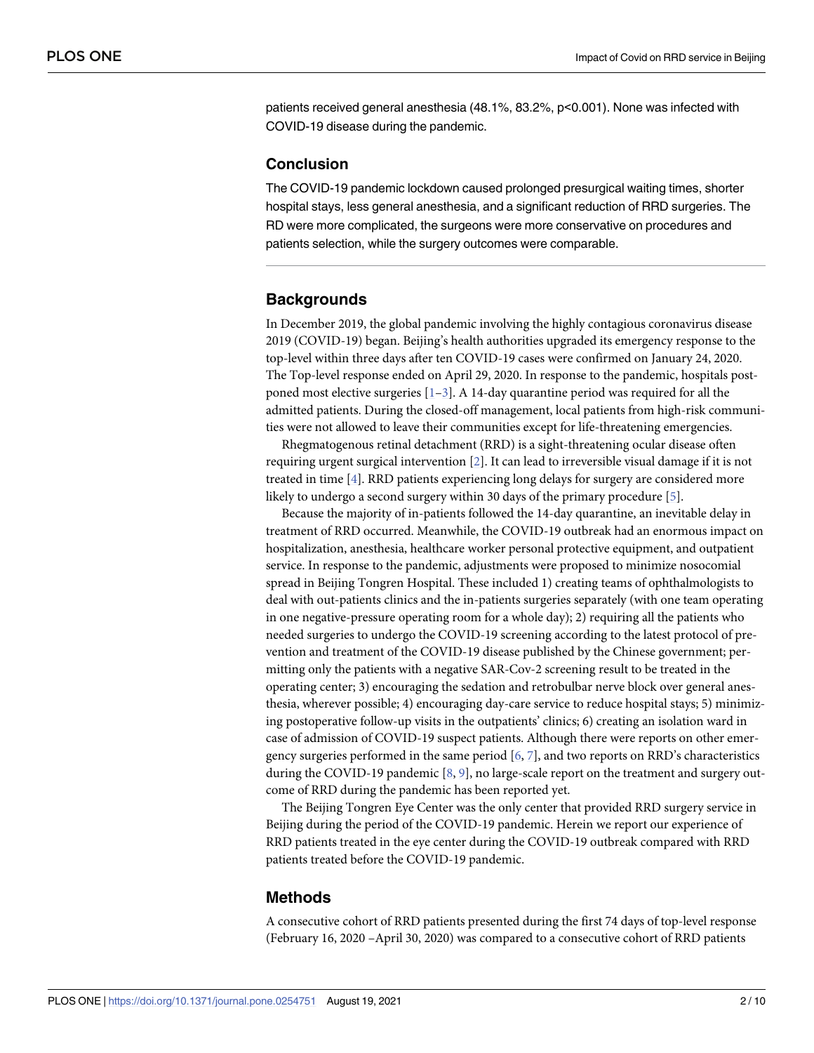patients received general anesthesia (48.1%, 83.2%, p<0.001). None was infected with COVID-19 disease during the pandemic.

## Conclusion

The COVID-19 pandemic lockdown caused prolonged presurgical waiting times, shorter hospital stays, less general anesthesia, and a significant reduction of RRD surgeries. The RD were more complicated, the surgeons were more conservative on procedures and patients selection, while the surgery outcomes were comparable.

## Backgrounds

In December 2019, the global pandemic involving the highly contagious coronavirus disease 2019 (COVID-19) began. Beijing's health authorities upgraded its emergency response to the top-level within three days after ten COVID-19 cases were confirmed on January 24, 2020. The Top-level response ended on April 29, 2020. In response to the pandemic, hospitals postponed most elective surgeries [1–3]. A 14-day quarantine period was required for all the admitted patients. During the closed-off management, local patients from high-risk communities were not allowed to leave their communities except for life-threatening emergencies.

Rhegmatogenous retinal detachment (RRD) is a sight-threatening ocular disease often requiring urgent surgical intervention [2]. It can lead to irreversible visual damage if it is not treated in time [4]. RRD patients experiencing long delays for surgery are considered more likely to undergo a second surgery within 30 days of the primary procedure [5].

Because the majority of in-patients followed the 14-day quarantine, an inevitable delay in treatment of RRD occurred. Meanwhile, the COVID-19 outbreak had an enormous impact on hospitalization, anesthesia, healthcare worker personal protective equipment, and outpatient service. In response to the pandemic, adjustments were proposed to minimize nosocomial spread in Beijing Tongren Hospital. These included 1) creating teams of ophthalmologists to deal with out-patients clinics and the in-patients surgeries separately (with one team operating in one negative-pressure operating room for a whole day); 2) requiring all the patients who needed surgeries to undergo the COVID-19 screening according to the latest protocol of prevention and treatment of the COVID-19 disease published by the Chinese government; permitting only the patients with a negative SAR-Cov-2 screening result to be treated in the operating center; 3) encouraging the sedation and retrobulbar nerve block over general anesthesia, wherever possible; 4) encouraging day-care service to reduce hospital stays; 5) minimizing postoperative follow-up visits in the outpatients' clinics; 6) creating an isolation ward in case of admission of COVID-19 suspect patients. Although there were reports on other emergency surgeries performed in the same period [6, 7], and two reports on RRD's characteristics during the COVID-19 pandemic [8, 9], no large-scale report on the treatment and surgery outcome of RRD during the pandemic has been reported yet.

The Beijing Tongren Eye Center was the only center that provided RRD surgery service in Beijing during the period of the COVID-19 pandemic. Herein we report our experience of RRD patients treated in the eye center during the COVID-19 outbreak compared with RRD patients treated before the COVID-19 pandemic.

## Methods

A consecutive cohort of RRD patients presented during the first 74 days of top-level response (February 16, 2020 –April 30, 2020) was compared to a consecutive cohort of RRD patients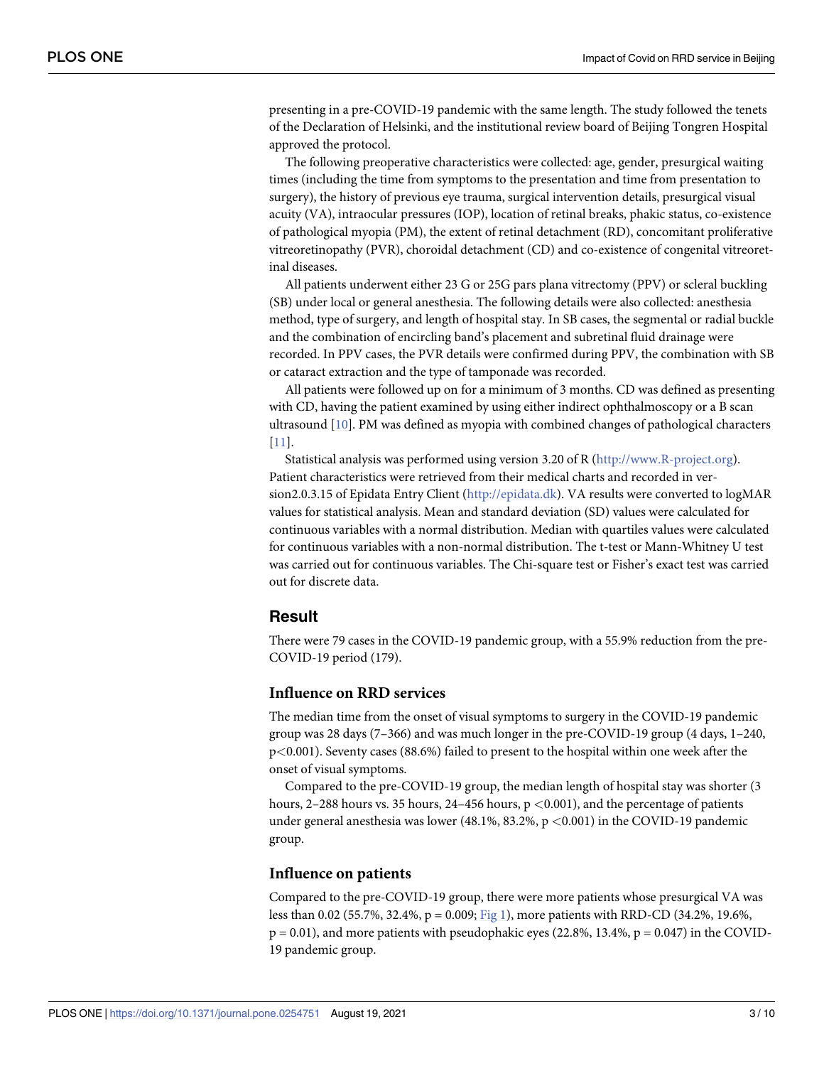presenting in a pre-COVID-19 pandemic with the same length. The study followed the tenets of the Declaration of Helsinki, and the institutional review board of Beijing Tongren Hospital approved the protocol.

The following preoperative characteristics were collected: age, gender, presurgical waiting times (including the time from symptoms to the presentation and time from presentation to surgery), the history of previous eye trauma, surgical intervention details, presurgical visual acuity (VA), intraocular pressures (IOP), location of retinal breaks, phakic status, co-existence of pathological myopia (PM), the extent of retinal detachment (RD), concomitant proliferative vitreoretinopathy (PVR), choroidal detachment (CD) and co-existence of congenital vitreoretinal diseases.

All patients underwent either 23 G or 25G pars plana vitrectomy (PPV) or scleral buckling (SB) under local or general anesthesia. The following details were also collected: anesthesia method, type of surgery, and length of hospital stay. In SB cases, the segmental or radial buckle and the combination of encircling band's placement and subretinal fluid drainage were recorded. In PPV cases, the PVR details were confirmed during PPV, the combination with SB or cataract extraction and the type of tamponade was recorded.

All patients were followed up on for a minimum of 3 months. CD was defined as presenting with CD, having the patient examined by using either indirect ophthalmoscopy or a B scan ultrasound [10]. PM was defined as myopia with combined changes of pathological characters [11].

Statistical analysis was performed using version 3.20 of R (http://www.R-project.org). Patient characteristics were retrieved from their medical charts and recorded in version2.0.3.15 of Epidata Entry Client (http://epidata.dk). VA results were converted to logMAR values for statistical analysis. Mean and standard deviation (SD) values were calculated for continuous variables with a normal distribution. Median with quartiles values were calculated for continuous variables with a non-normal distribution. The t-test or Mann-Whitney U test was carried out for continuous variables. The Chi-square test or Fisher's exact test was carried out for discrete data.

## Result

There were 79 cases in the COVID-19 pandemic group, with a 55.9% reduction from the pre-COVID-19 period (179).

### Influence on RRD services

The median time from the onset of visual symptoms to surgery in the COVID-19 pandemic group was 28 days (7–366) and was much longer in the pre-COVID-19 group (4 days, 1–240, $p<0.001$). Seventy cases (88.6%) failed to present to the hospital within one week after the onset of visual symptoms.

Compared to the pre-COVID-19 group, the median length of hospital stay was shorter (3 hours, 2–288 hours vs. 35 hours, 24–456 hours, $p<0.001$), and the percentage of patients under general anesthesia was lower (48.1%, 83.2%, $p<0.001$) in the COVID-19 pandemic group.

### Influence on patients

Compared to the pre-COVID-19 group, there were more patients whose presurgical VA was less than 0.02 (55.7%, 32.4%, $p = 0.009$; Fig 1), more patients with RRD-CD (34.2%, 19.6%, $p = 0.01$), and more patients with pseudophakic eyes (22.8%, 13.4%, $p = 0.047$) in the COVID-19 pandemic group.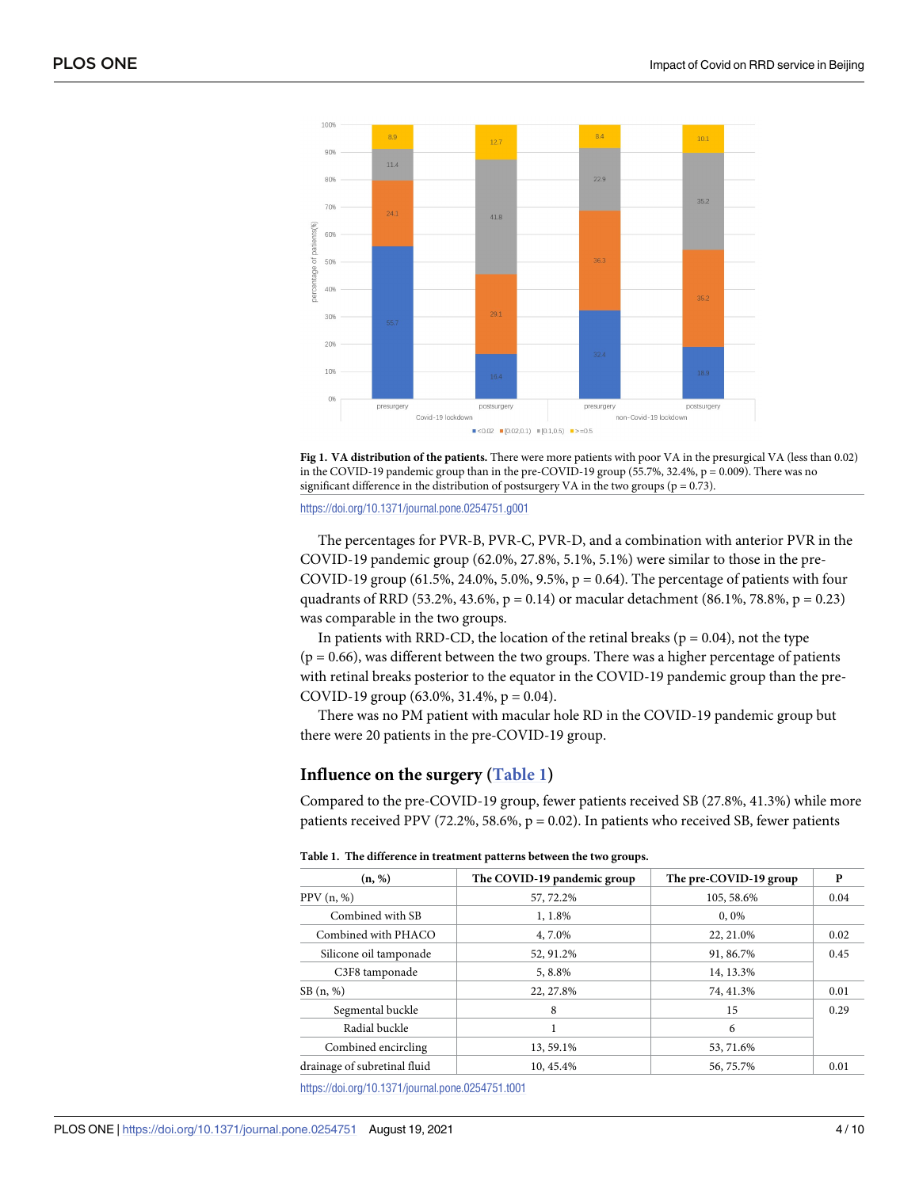**Fig 1. VA distribution of the patients.** There were more patients with poor VA in the presurgical VA (less than 0.02) in the COVID-19 pandemic group than in the pre-COVID-19 group (55.7%, 32.4%, p = 0.009). There was no significant difference in the distribution of postsurgery VA in the two groups (p = 0.73).

https://doi.org/10.1371/journal.pone.0254751.g001

The percentages for PVR-B, PVR-C, PVR-D, and a combination with anterior PVR in the COVID-19 pandemic group (62.0%, 27.8%, 5.1%, 5.1%) were similar to those in the pre-COVID-19 group (61.5%, 24.0%, 5.0%, 9.5%, p = 0.64). The percentage of patients with four quadrants of RRD (53.2%, 43.6%, p = 0.14) or macular detachment (86.1%, 78.8%, p = 0.23) was comparable in the two groups.

In patients with RRD-CD, the location of the retinal breaks (p = 0.04), not the type (p = 0.66), was different between the two groups. There was a higher percentage of patients with retinal breaks posterior to the equator in the COVID-19 pandemic group than the pre-COVID-19 group (63.0%, 31.4%, p = 0.04).

There was no PM patient with macular hole RD in the COVID-19 pandemic group but there were 20 patients in the pre-COVID-19 group.

## Influence on the surgery (Table 1)

Compared to the pre-COVID-19 group, fewer patients received SB (27.8%, 41.3%) while more patients received PPV (72.2%, 58.6%, p = 0.02). In patients who received SB, fewer patients

**Table 1. The difference in treatment patterns between the two groups.**

| (n, %) | The COVID-19 pandemic group | The pre-COVID-19 group | P |
|---|---|---|---|
| PPV (n, %) | 57, 72.2% | 105, 58.6% | 0.04 |
| Combined with SB | 1, 1.8% | 0, 0% | |
| Combined with PHACO | 4, 7.0% | 22, 21.0% | 0.02 |
| Silicone oil tamponade | 52, 91.2% | 91, 86.7% | 0.45 |
| C3F8 tamponade | 5, 8.8% | 14, 13.3% | |
| SB (n, %) | 22, 27.8% | 74, 41.3% | 0.01 |
| Segmental buckle | 8 | 15 | 0.29 |
| Radial buckle | 1 | 6 | |
| Combined encircling | 13, 59.1% | 53, 71.6% | |
| drainage of subretinal fluid | 10, 45.4% | 56, 75.7% | 0.01 |

https://doi.org/10.1371/journal.pone.0254751.t001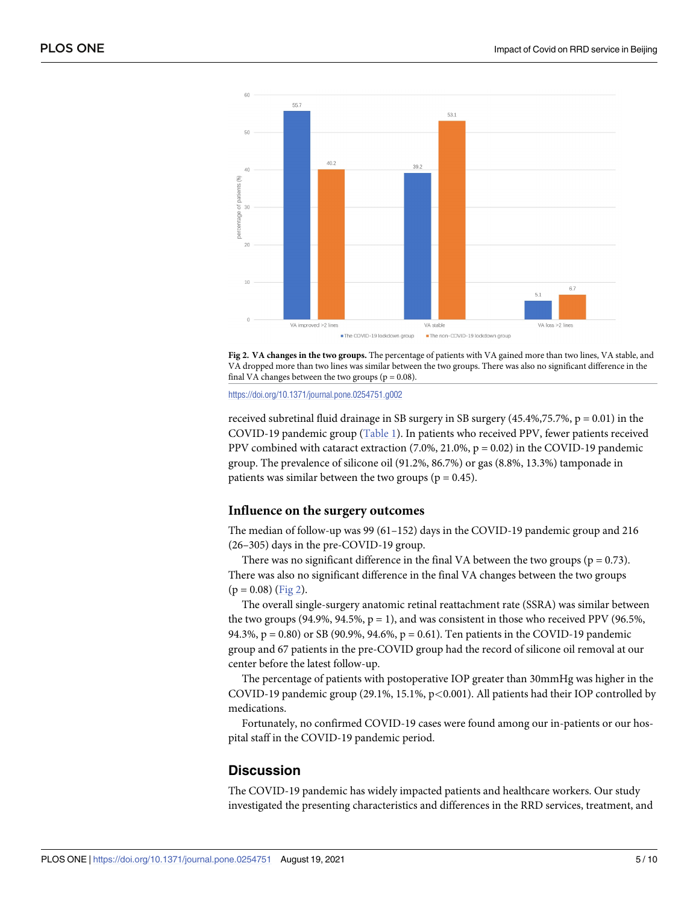**Fig 2. VA changes in the two groups.** The percentage of patients with VA gained more than two lines, VA stable, and VA dropped more than two lines was similar between the two groups. There was also no significant difference in the final VA changes between the two groups (p = 0.08).

https://doi.org/10.1371/journal.pone.0254751.g002

received subretinal fluid drainage in SB surgery in SB surgery (45.4%,75.7%, p = 0.01) in the COVID-19 pandemic group (Table 1). In patients who received PPV, fewer patients received PPV combined with cataract extraction (7.0%, 21.0%, p = 0.02) in the COVID-19 pandemic group. The prevalence of silicone oil (91.2%, 86.7%) or gas (8.8%, 13.3%) tamponade in patients was similar between the two groups (p = 0.45).

### Influence on the surgery outcomes

The median of follow-up was 99 (61–152) days in the COVID-19 pandemic group and 216 (26–305) days in the pre-COVID-19 group.

There was no significant difference in the final VA between the two groups (p = 0.73). There was also no significant difference in the final VA changes between the two groups (p = 0.08) (Fig 2).

The overall single-surgery anatomic retinal reattachment rate (SSRA) was similar between the two groups (94.9%, 94.5%, p = 1), and was consistent in those who received PPV (96.5%, 94.3%, p = 0.80) or SB (90.9%, 94.6%, p = 0.61). Ten patients in the COVID-19 pandemic group and 67 patients in the pre-COVID group had the record of silicone oil removal at our center before the latest follow-up.

The percentage of patients with postoperative IOP greater than 30mmHg was higher in the COVID-19 pandemic group (29.1%, 15.1%, $p<0.001$). All patients had their IOP controlled by medications.

Fortunately, no confirmed COVID-19 cases were found among our in-patients or our hospital staff in the COVID-19 pandemic period.

## Discussion

The COVID-19 pandemic has widely impacted patients and healthcare workers. Our study investigated the presenting characteristics and differences in the RRD services, treatment, and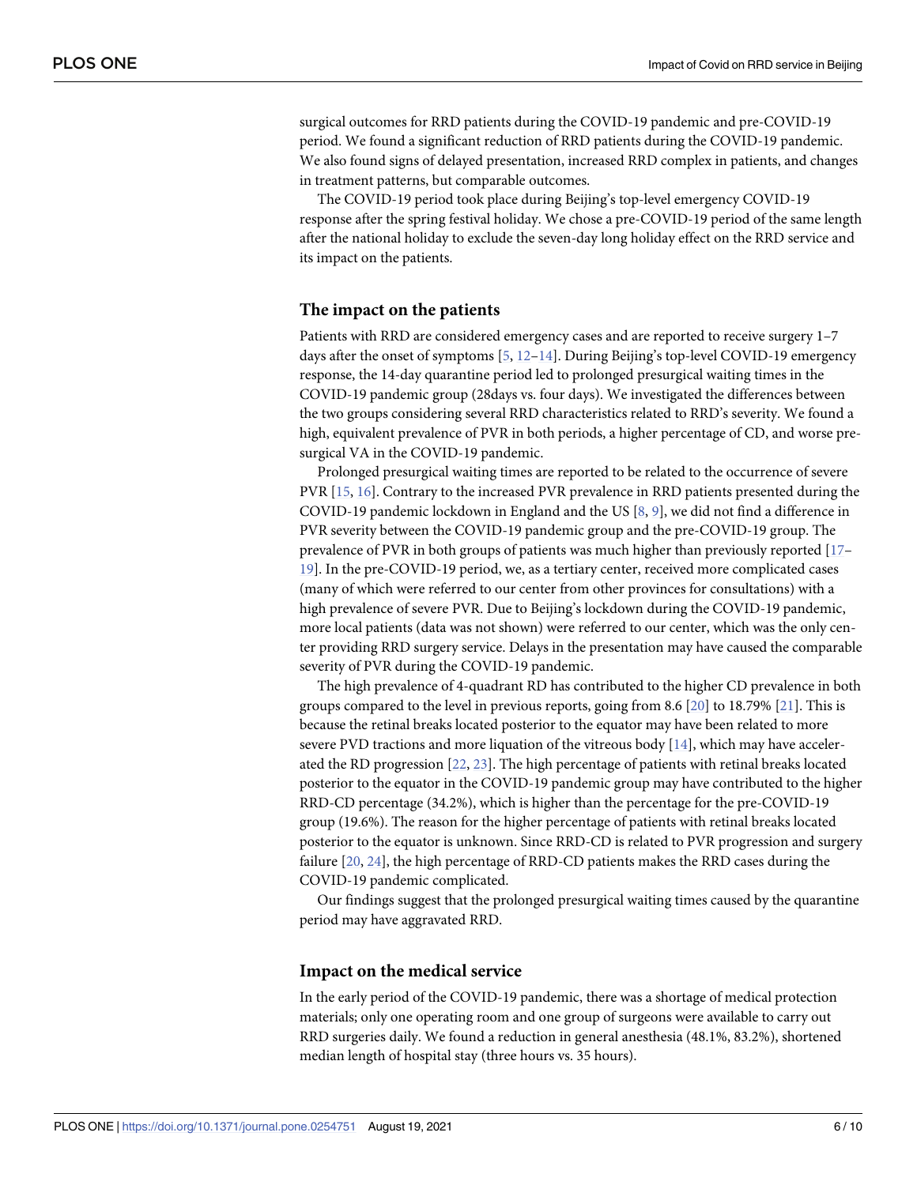surgical outcomes for RRD patients during the COVID-19 pandemic and pre-COVID-19 period. We found a significant reduction of RRD patients during the COVID-19 pandemic. We also found signs of delayed presentation, increased RRD complex in patients, and changes in treatment patterns, but comparable outcomes.

The COVID-19 period took place during Beijing's top-level emergency COVID-19 response after the spring festival holiday. We chose a pre-COVID-19 period of the same length after the national holiday to exclude the seven-day long holiday effect on the RRD service and its impact on the patients.

### The impact on the patients

Patients with RRD are considered emergency cases and are reported to receive surgery 1–7 days after the onset of symptoms [5, 12–14]. During Beijing's top-level COVID-19 emergency response, the 14-day quarantine period led to prolonged presurgical waiting times in the COVID-19 pandemic group (28days vs. four days). We investigated the differences between the two groups considering several RRD characteristics related to RRD's severity. We found a high, equivalent prevalence of PVR in both periods, a higher percentage of CD, and worse pre-surgical VA in the COVID-19 pandemic.

Prolonged presurgical waiting times are reported to be related to the occurrence of severe PVR [15, 16]. Contrary to the increased PVR prevalence in RRD patients presented during the COVID-19 pandemic lockdown in England and the US [8, 9], we did not find a difference in PVR severity between the COVID-19 pandemic group and the pre-COVID-19 group. The prevalence of PVR in both groups of patients was much higher than previously reported [17–19]. In the pre-COVID-19 period, we, as a tertiary center, received more complicated cases (many of which were referred to our center from other provinces for consultations) with a high prevalence of severe PVR. Due to Beijing's lockdown during the COVID-19 pandemic, more local patients (data was not shown) were referred to our center, which was the only center providing RRD surgery service. Delays in the presentation may have caused the comparable severity of PVR during the COVID-19 pandemic.

The high prevalence of 4-quadrant RD has contributed to the higher CD prevalence in both groups compared to the level in previous reports, going from 8.6 [20] to 18.79% [21]. This is because the retinal breaks located posterior to the equator may have been related to more severe PVD tractions and more liquation of the vitreous body [14], which may have accelerated the RD progression [22, 23]. The high percentage of patients with retinal breaks located posterior to the equator in the COVID-19 pandemic group may have contributed to the higher RRD-CD percentage (34.2%), which is higher than the percentage for the pre-COVID-19 group (19.6%). The reason for the higher percentage of patients with retinal breaks located posterior to the equator is unknown. Since RRD-CD is related to PVR progression and surgery failure [20, 24], the high percentage of RRD-CD patients makes the RRD cases during the COVID-19 pandemic complicated.

Our findings suggest that the prolonged presurgical waiting times caused by the quarantine period may have aggravated RRD.

### Impact on the medical service

In the early period of the COVID-19 pandemic, there was a shortage of medical protection materials; only one operating room and one group of surgeons were available to carry out RRD surgeries daily. We found a reduction in general anesthesia (48.1%, 83.2%), shortened median length of hospital stay (three hours vs. 35 hours).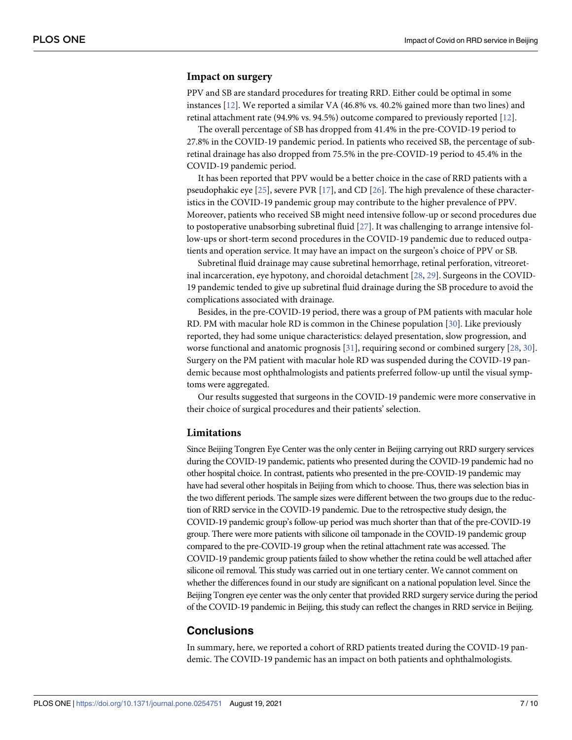### Impact on surgery

PPV and SB are standard procedures for treating RRD. Either could be optimal in some instances [12]. We reported a similar VA (46.8% vs. 40.2% gained more than two lines) and retinal attachment rate (94.9% vs. 94.5%) outcome compared to previously reported [12].

The overall percentage of SB has dropped from 41.4% in the pre-COVID-19 period to 27.8% in the COVID-19 pandemic period. In patients who received SB, the percentage of subretinal drainage has also dropped from 75.5% in the pre-COVID-19 period to 45.4% in the COVID-19 pandemic period.

It has been reported that PPV would be a better choice in the case of RRD patients with a pseudophakic eye [25], severe PVR [17], and CD [26]. The high prevalence of these characteristics in the COVID-19 pandemic group may contribute to the higher prevalence of PPV. Moreover, patients who received SB might need intensive follow-up or second procedures due to postoperative unabsorbing subretinal fluid [27]. It was challenging to arrange intensive follow-ups or short-term second procedures in the COVID-19 pandemic due to reduced outpatients and operation service. It may have an impact on the surgeon's choice of PPV or SB.

Subretinal fluid drainage may cause subretinal hemorrhage, retinal perforation, vitreoretinal incarceration, eye hypotony, and choroidal detachment [28, 29]. Surgeons in the COVID-19 pandemic tended to give up subretinal fluid drainage during the SB procedure to avoid the complications associated with drainage.

Besides, in the pre-COVID-19 period, there was a group of PM patients with macular hole RD. PM with macular hole RD is common in the Chinese population [30]. Like previously reported, they had some unique characteristics: delayed presentation, slow progression, and worse functional and anatomic prognosis [31], requiring second or combined surgery [28, 30]. Surgery on the PM patient with macular hole RD was suspended during the COVID-19 pandemic because most ophthalmologists and patients preferred follow-up until the visual symptoms were aggregated.

Our results suggested that surgeons in the COVID-19 pandemic were more conservative in their choice of surgical procedures and their patients' selection.

### Limitations

Since Beijing Tongren Eye Center was the only center in Beijing carrying out RRD surgery services during the COVID-19 pandemic, patients who presented during the COVID-19 pandemic had no other hospital choice. In contrast, patients who presented in the pre-COVID-19 pandemic may have had several other hospitals in Beijing from which to choose. Thus, there was selection bias in the two different periods. The sample sizes were different between the two groups due to the reduction of RRD service in the COVID-19 pandemic. Due to the retrospective study design, the COVID-19 pandemic group's follow-up period was much shorter than that of the pre-COVID-19 group. There were more patients with silicone oil tamponade in the COVID-19 pandemic group compared to the pre-COVID-19 group when the retinal attachment rate was accessed. The COVID-19 pandemic group patients failed to show whether the retina could be well attached after silicone oil removal. This study was carried out in one tertiary center. We cannot comment on whether the differences found in our study are significant on a national population level. Since the Beijing Tongren eye center was the only center that provided RRD surgery service during the period of the COVID-19 pandemic in Beijing, this study can reflect the changes in RRD service in Beijing.

## Conclusions

In summary, here, we reported a cohort of RRD patients treated during the COVID-19 pandemic. The COVID-19 pandemic has an impact on both patients and ophthalmologists.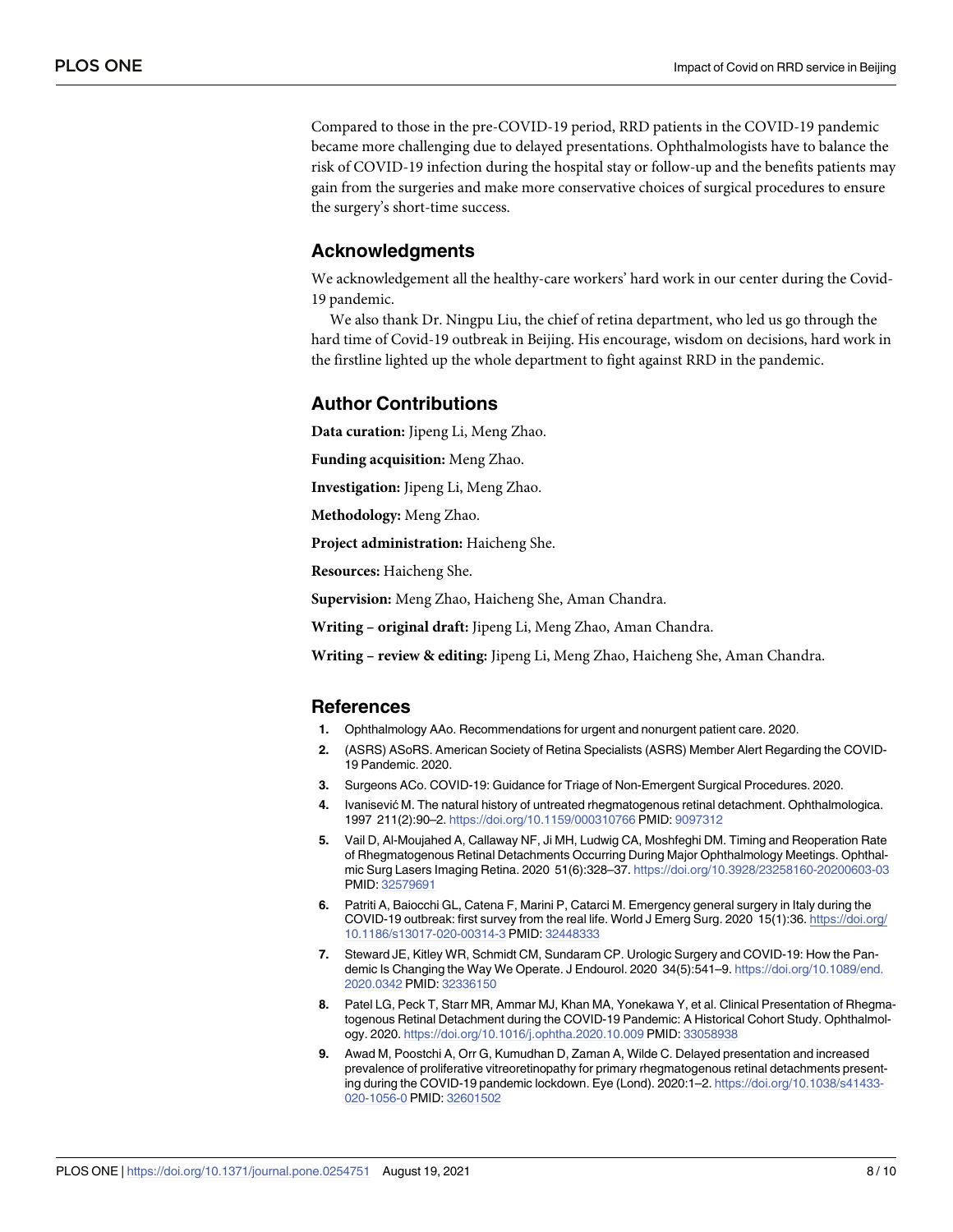Compared to those in the pre-COVID-19 period, RRD patients in the COVID-19 pandemic became more challenging due to delayed presentations. Ophthalmologists have to balance the risk of COVID-19 infection during the hospital stay or follow-up and the benefits patients may gain from the surgeries and make more conservative choices of surgical procedures to ensure the surgery's short-time success.

## Acknowledgments

We acknowledgement all the healthy-care workers' hard work in our center during the Covid-19 pandemic.

We also thank Dr. Ningpu Liu, the chief of retina department, who led us go through the hard time of Covid-19 outbreak in Beijing. His encourage, wisdom on decisions, hard work in the firstline lighted up the whole department to fight against RRD in the pandemic.

## Author Contributions

**Data curation:** Jipeng Li, Meng Zhao.

**Funding acquisition:** Meng Zhao.

**Investigation:** Jipeng Li, Meng Zhao.

**Methodology:** Meng Zhao.

**Project administration:** Haicheng She.

**Resources:** Haicheng She.

**Supervision:** Meng Zhao, Haicheng She, Aman Chandra.

**Writing – original draft:** Jipeng Li, Meng Zhao, Aman Chandra.

**Writing – review & editing:** Jipeng Li, Meng Zhao, Haicheng She, Aman Chandra.

## References

1. Ophthalmology AAo. Recommendations for urgent and nonurgent patient care. 2020.
2. (ASRS) ASoRS. American Society of Retina Specialists (ASRS) Member Alert Regarding the COVID-19 Pandemic. 2020.
3. Surgeons ACo. COVID-19: Guidance for Triage of Non-Emergent Surgical Procedures. 2020.
4. Ivanisević M. The natural history of untreated rhegmatogenous retinal detachment. Ophthalmologica. 1997 211(2):90–2. https://doi.org/10.1159/000310766 PMID: 9097312
5. Vail D, Al-Moujahed A, Callaway NF, Ji MH, Ludwig CA, Moshfeghi DM. Timing and Reoperation Rate of Rhegmatogenous Retinal Detachments Occurring During Major Ophthalmology Meetings. Ophthalmic Surg Lasers Imaging Retina. 2020 51(6):328–37. https://doi.org/10.3928/23258160-20200603-03 PMID: 32579691
6. Patriti A, Baiocchi GL, Catena F, Marini P, Catarci M. Emergency general surgery in Italy during the COVID-19 outbreak: first survey from the real life. World J Emerg Surg. 2020 15(1):36. https://doi.org/10.1186/s13017-020-00314-3 PMID: 32448333
7. Steward JE, Kitley WR, Schmidt CM, Sundaram CP. Urologic Surgery and COVID-19: How the Pandemic Is Changing the Way We Operate. J Endourol. 2020 34(5):541–9. https://doi.org/10.1089/end.2020.0342 PMID: 32336150
8. Patel LG, Peck T, Starr MR, Ammar MJ, Khan MA, Yonekawa Y, et al. Clinical Presentation of Rhegmatogenous Retinal Detachment during the COVID-19 Pandemic: A Historical Cohort Study. Ophthalmology. 2020. https://doi.org/10.1016/j.ophtha.2020.10.009 PMID: 33058938
9. Awad M, Poostchi A, Orr G, Kumudhan D, Zaman A, Wilde C. Delayed presentation and increased prevalence of proliferative vitreoretinopathy for primary rhegmatogenous retinal detachments presenting during the COVID-19 pandemic lockdown. Eye (Lond). 2020:1–2. https://doi.org/10.1038/s41433-020-1056-0 PMID: 32601502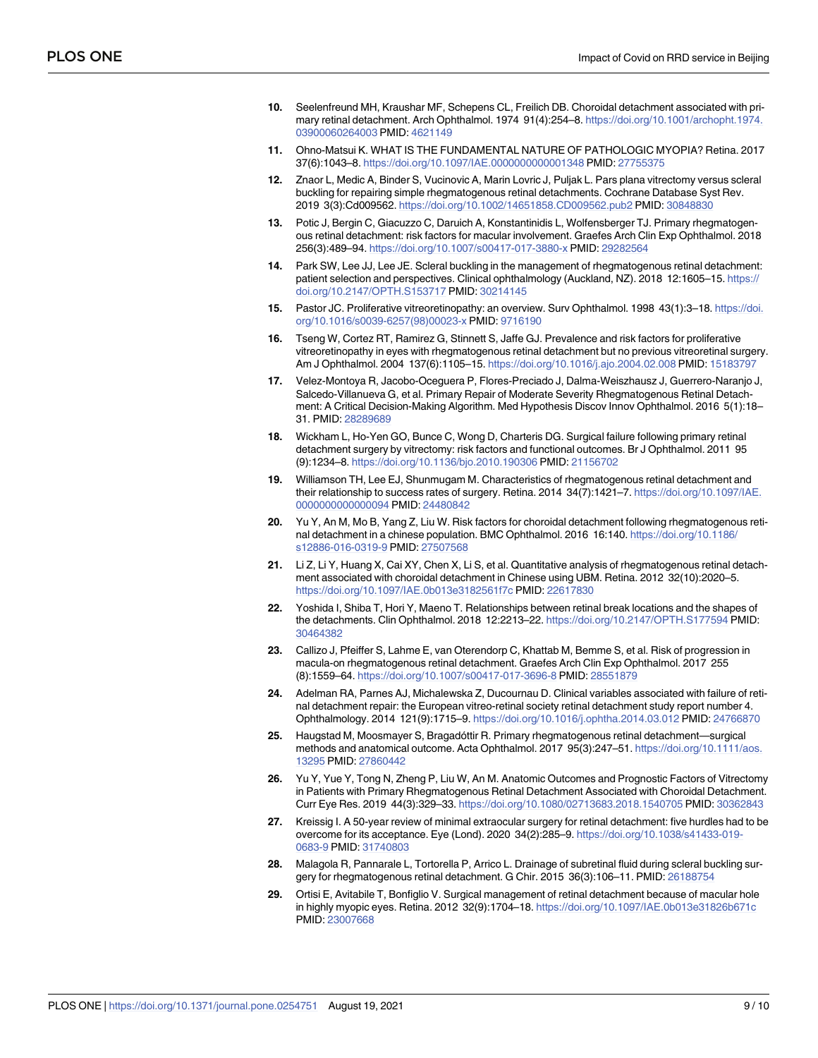10. Seelenfreund MH, Kraushar MF, Schepens CL, Freilich DB. Choroidal detachment associated with primary retinal detachment. Arch Ophthalmol. 1974 91(4):254–8. https://doi.org/10.1001/archopht.1974.03900060264003 PMID: 4621149
11. Ohno-Matsui K. WHAT IS THE FUNDAMENTAL NATURE OF PATHOLOGIC MYOPIA? Retina. 2017 37(6):1043–8. https://doi.org/10.1097/IAE.0000000000001348 PMID: 27755375
12. Znaor L, Medic A, Binder S, Vucinovic A, Marin Lovric J, Puljak L. Pars plana vitrectomy versus scleral buckling for repairing simple rhegmatogenous retinal detachments. Cochrane Database Syst Rev. 2019 3(3):Cd009562. https://doi.org/10.1002/14651858.CD009562.pub2 PMID: 30848830
13. Potic J, Bergin C, Giacuzzo C, Daruich A, Konstantinidis L, Wolfensberger TJ. Primary rhegmatogenous retinal detachment: risk factors for macular involvement. Graefes Arch Clin Exp Ophthalmol. 2018 256(3):489–94. https://doi.org/10.1007/s00417-017-3880-x PMID: 29282564
14. Park SW, Lee JJ, Lee JE. Scleral buckling in the management of rhegmatogenous retinal detachment: patient selection and perspectives. Clinical ophthalmology (Auckland, NZ). 2018 12:1605–15. https://doi.org/10.2147/OPTH.S153717 PMID: 30214145
15. Pastor JC. Proliferative vitreoretinopathy: an overview. Surv Ophthalmol. 1998 43(1):3–18. https://doi.org/10.1016/s0039-6257(98)00023-x PMID: 9716190
16. Tseng W, Cortez RT, Ramirez G, Stinnett S, Jaffe GJ. Prevalence and risk factors for proliferative vitreoretinopathy in eyes with rhegmatogenous retinal detachment but no previous vitreoretinal surgery. Am J Ophthalmol. 2004 137(6):1105–15. https://doi.org/10.1016/j.ajo.2004.02.008 PMID: 15183797
17. Velez-Montoya R, Jacobo-Oceguera P, Flores-Preciado J, Dalma-Weiszhausz J, Guerrero-Naranjo J, Salcedo-Villanueva G, et al. Primary Repair of Moderate Severity Rhegmatogenous Retinal Detachment: A Critical Decision-Making Algorithm. Med Hypothesis Discov Innov Ophthalmol. 2016 5(1):18–31. PMID: 28289689
18. Wickham L, Ho-Yen GO, Bunce C, Wong D, Charteris DG. Surgical failure following primary retinal detachment surgery by vitrectomy: risk factors and functional outcomes. Br J Ophthalmol. 2011 95(9):1234–8. https://doi.org/10.1136/bjo.2010.190306 PMID: 21156702
19. Williamson TH, Lee EJ, Shunmugam M. Characteristics of rhegmatogenous retinal detachment and their relationship to success rates of surgery. Retina. 2014 34(7):1421–7. https://doi.org/10.1097/IAE.0000000000000094 PMID: 24480842
20. Yu Y, An M, Mo B, Yang Z, Liu W. Risk factors for choroidal detachment following rhegmatogenous retinal detachment in a chinese population. BMC Ophthalmol. 2016 16:140. https://doi.org/10.1186/s12886-016-0319-9 PMID: 27507568
21. Li Z, Li Y, Huang X, Cai XY, Chen X, Li S, et al. Quantitative analysis of rhegmatogenous retinal detachment associated with choroidal detachment in Chinese using UBM. Retina. 2012 32(10):2020–5. https://doi.org/10.1097/IAE.0b013e3182561f7c PMID: 22617830
22. Yoshida I, Shiba T, Hori Y, Maeno T. Relationships between retinal break locations and the shapes of the detachments. Clin Ophthalmol. 2018 12:2213–22. https://doi.org/10.2147/OPTH.S177594 PMID: 30464382
23. Callizo J, Pfeiffer S, Lahme E, van Oterendorp C, Khattab M, Bemme S, et al. Risk of progression in macula-on rhegmatogenous retinal detachment. Graefes Arch Clin Exp Ophthalmol. 2017 255(8):1559–64. https://doi.org/10.1007/s00417-017-3696-8 PMID: 28551879
24. Adelman RA, Parnes AJ, Michalewska Z, Ducournau D. Clinical variables associated with failure of retinal detachment repair: the European vitreo-retinal society retinal detachment study report number 4. Ophthalmology. 2014 121(9):1715–9. https://doi.org/10.1016/j.ophtha.2014.03.012 PMID: 24766870
25. Haugstad M, Moosmayer S, Bragadóttir R. Primary rhegmatogenous retinal detachment—surgical methods and anatomical outcome. Acta Ophthalmol. 2017 95(3):247–51. https://doi.org/10.1111/aos.13295 PMID: 27860442
26. Yu Y, Yue Y, Tong N, Zheng P, Liu W, An M. Anatomic Outcomes and Prognostic Factors of Vitrectomy in Patients with Primary Rhegmatogenous Retinal Detachment Associated with Choroidal Detachment. Curr Eye Res. 2019 44(3):329–33. https://doi.org/10.1080/02713683.2018.1540705 PMID: 30362843
27. Kreissig I. A 50-year review of minimal extraocular surgery for retinal detachment: five hurdles had to be overcome for its acceptance. Eye (Lond). 2020 34(2):285–9. https://doi.org/10.1038/s41433-019-0683-9 PMID: 31740803
28. Malagola R, Pannarale L, Tortorella P, Arrico L. Drainage of subretinal fluid during scleral buckling surgery for rhegmatogenous retinal detachment. G Chir. 2015 36(3):106–11. PMID: 26188754
29. Ortisi E, Avitabile T, Bonfiglio V. Surgical management of retinal detachment because of macular hole in highly myopic eyes. Retina. 2012 32(9):1704–18. https://doi.org/10.1097/IAE.0b013e31826b671c PMID: 23007668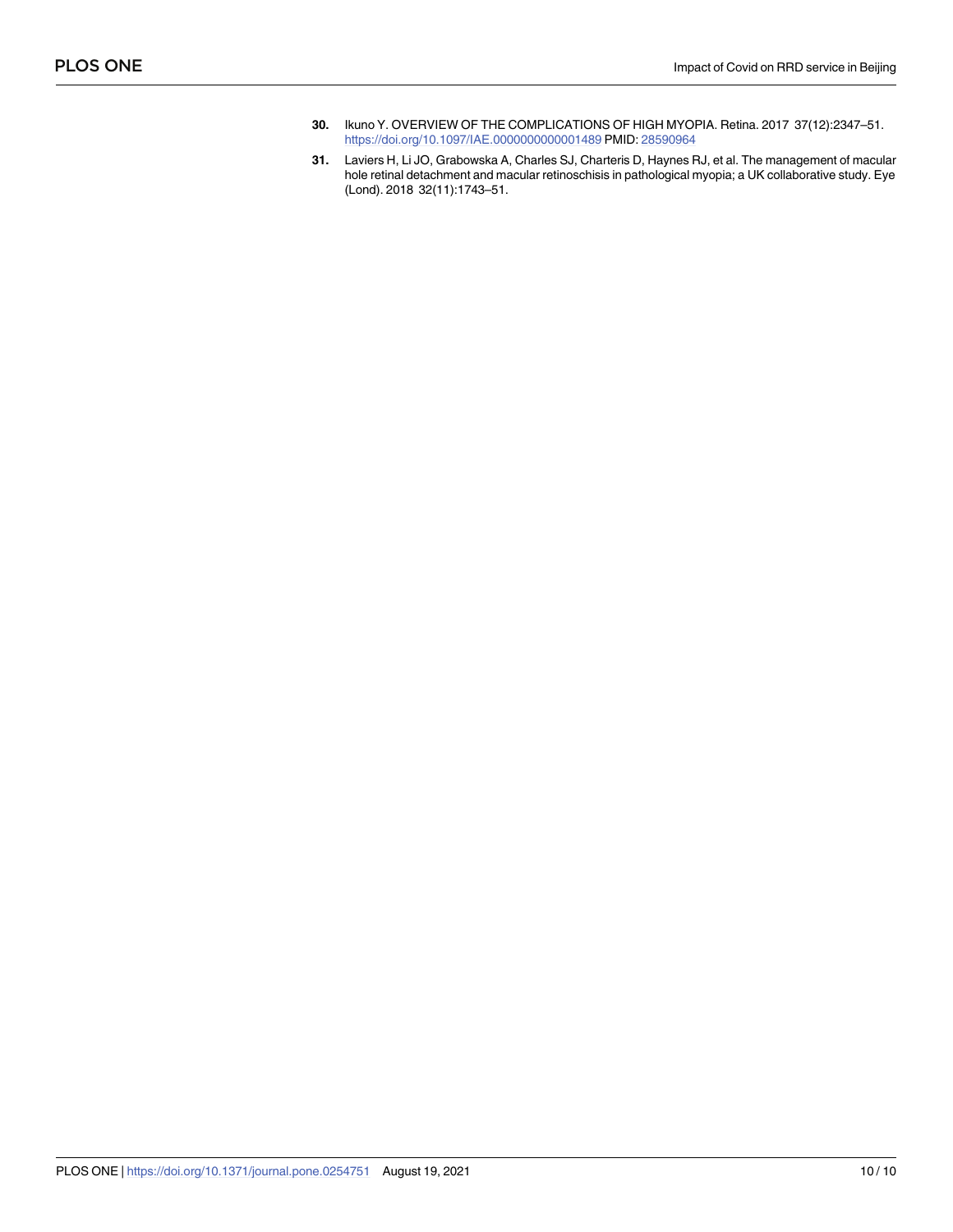30. Ikuno Y. OVERVIEW OF THE COMPLICATIONS OF HIGH MYOPIA. Retina. 2017 37(12):2347–51. https://doi.org/10.1097/IAE.0000000000001489 PMID: 28590964

31. Laviers H, Li JO, Grabowska A, Charles SJ, Charteris D, Haynes RJ, et al. The management of macular hole retinal detachment and macular retinoschisis in pathological myopia; a UK collaborative study. Eye (Lond). 2018 32(11):1743–51.